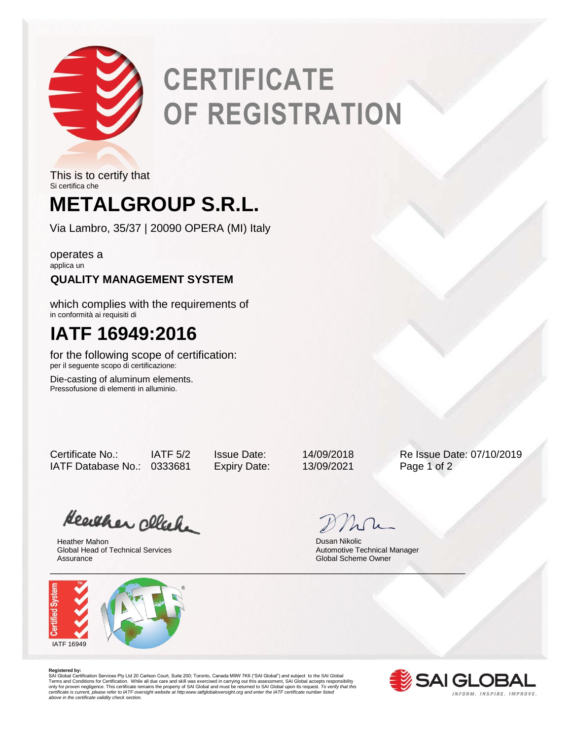# CERTIFICATE OF REGISTRATION

This is to certify that
Si certifica che

# METALGROUP S.R.L.

Via Lambro, 35/37 | 20090 OPERA (MI) Italy

operates a
applica un

**QUALITY MANAGEMENT SYSTEM**

which complies with the requirements of
in conformità ai requisiti di

# IATF 16949:2016

for the following scope of certification:
per il seguente scopo di certificazione:

Die-casting of aluminum elements.
Pressofusione di elementi in alluminio.

| | | | | |
|---|---|---|---|---|
| Certificate No.: | IATF 5/2 | Issue Date: | 14/09/2018 | Re Issue Date: 07/10/2019 |
| IATF Database No.: | 0333681 | Expiry Date: | 13/09/2021 | Page 1 of 2 |

Heather Mahon
Global Head of Technical Services
Assurance

Dusan Nikolic
Automotive Technical Manager
Global Scheme Owner

IATF 16949

**Registered by:**
SAI Global Certification Services Pty Ltd 20 Carlson Court, Suite 200; Toronto, Canada M9W 7K6 ("SAI Global") and subject to the SAI Global Terms and Conditions for Certification. While all due care and skill was exercised in carrying out this assessment, SAI Global accepts responsibility only for proven negligence. This certificate remains the property of SAI Global and must be returned to SAI Global upon its request. *To verify that this certificate is current, please refer to IATF oversight website at http:www.iatfglobaloversight.org and enter the IATF certificate number listed above in the certificate validity check section.*

SAI GLOBAL
INFORM. INSPIRE. IMPROVE.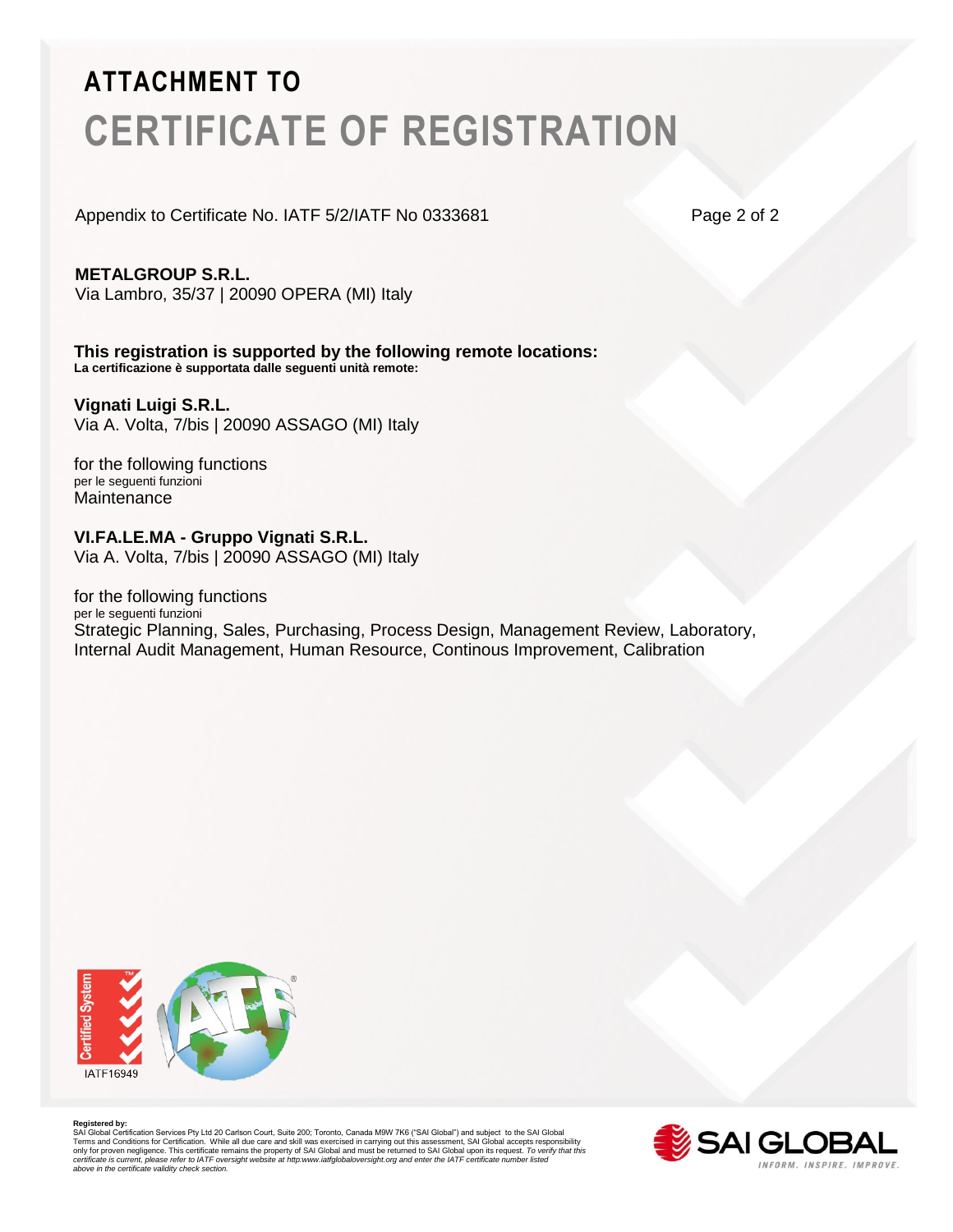# ATTACHMENT TO
# CERTIFICATE OF REGISTRATION

Appendix to Certificate No. IATF 5/2/IATF No 0333681

**METALGROUP S.R.L.**
Via Lambro, 35/37 | 20090 OPERA (MI) Italy

**This registration is supported by the following remote locations:**
**La certificazione è supportata dalle seguenti unità remote:**

**Vignati Luigi S.R.L.**
Via A. Volta, 7/bis | 20090 ASSAGO (MI) Italy

for the following functions
per le seguenti funzioni
Maintenance

**VI.FA.LE.MA - Gruppo Vignati S.R.L.**
Via A. Volta, 7/bis | 20090 ASSAGO (MI) Italy

for the following functions
per le seguenti funzioni
Strategic Planning, Sales, Purchasing, Process Design, Management Review, Laboratory, Internal Audit Management, Human Resource, Continous Improvement, Calibration

Certified System
IATF16949

**Registered by:**
SAI Global Certification Services Pty Ltd 20 Carlson Court, Suite 200; Toronto, Canada M9W 7K6 ("SAI Global") and subject to the SAI Global Terms and Conditions for Certification. While all due care and skill was exercised in carrying out this assessment, SAI Global accepts responsibility only for proven negligence. This certificate remains the property of SAI Global and must be returned to SAI Global upon its request. *To verify that this certificate is current, please refer to IATF oversight website at http:www.iatfglobaloversight.org and enter the IATF certificate number listed above in the certificate validity check section.*

SAI GLOBAL
INFORM. INSPIRE. IMPROVE.